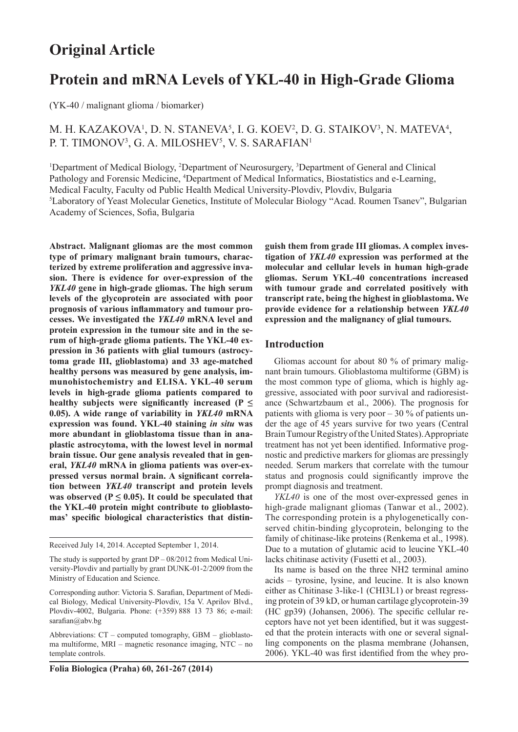# Original Article

# Protein and mRNA Levels of YKL-40 in High-Grade Glioma

(YK-40 / malignant glioma / biomarker)

M. H. KAZAKOVA[1], D. N. STANEVA[5], I. G. KOEV[2], D. G. STAIKOV[3], N. MATEVA[4], P. T. TIMONOV[3], G. A. MILOSHEV[5], V. S. SARAFIAN[1]

[1]Department of Medical Biology, [2]Department of Neurosurgery, [3]Department of General and Clinical Pathology and Forensic Medicine, [4]Department of Medical Informatics, Biostatistics and e-Learning, Medical Faculty, Faculty od Public Health Medical University-Plovdiv, Plovdiv, Bulgaria
[5]Laboratory of Yeast Molecular Genetics, Institute of Molecular Biology "Acad. Roumen Tsanev", Bulgarian Academy of Sciences, Sofia, Bulgaria

**Abstract. Malignant gliomas are the most common type of primary malignant brain tumours, characterized by extreme proliferation and aggressive invasion. There is evidence for over-expression of the *YKL40* gene in high-grade gliomas. The high serum levels of the glycoprotein are associated with poor prognosis of various inflammatory and tumour processes. We investigated the *YKL40* mRNA level and protein expression in the tumour site and in the serum of high-grade glioma patients. The YKL-40 expression in 36 patients with glial tumours (astrocytoma grade III, glioblastoma) and 33 age-matched healthy persons was measured by gene analysis, immunohistochemistry and ELISA. YKL-40 serum levels in high-grade glioma patients compared to healthy subjects were significantly increased ($P \leq 0.05$). A wide range of variability in *YKL40* mRNA expression was found. YKL-40 staining *in situ* was more abundant in glioblastoma tissue than in anaplastic astrocytoma, with the lowest level in normal brain tissue. Our gene analysis revealed that in general, *YKL40* mRNA in glioma patients was over-expressed versus normal brain. A significant correlation between *YKL40* transcript and protein levels was observed ($P \leq 0.05$). It could be speculated that the YKL-40 protein might contribute to glioblastomas' specific biological characteristics that distinguish them from grade III gliomas. A complex investigation of *YKL40* expression was performed at the molecular and cellular levels in human high-grade gliomas. Serum YKL-40 concentrations increased with tumour grade and correlated positively with transcript rate, being the highest in glioblastoma. We provide evidence for a relationship between *YKL40* expression and the malignancy of glial tumours.**

Received July 14, 2014. Accepted September 1, 2014.

The study is supported by grant DP – 08/2012 from Medical University-Plovdiv and partially by grant DUNK-01-2/2009 from the Ministry of Education and Science.

Corresponding author: Victoria S. Sarafian, Department of Medical Biology, Medical University-Plovdiv, 15a V. Aprilov Blvd., Plovdiv-4002, Bulgaria. Phone: (+359) 888 13 73 86; e-mail: sarafian@abv.bg

Abbreviations: CT – computed tomography, GBM – glioblastoma multiforme, MRI – magnetic resonance imaging, NTC – no template controls.

## Introduction

Gliomas account for about 80 % of primary malignant brain tumours. Glioblastoma multiforme (GBM) is the most common type of glioma, which is highly aggressive, associated with poor survival and radioresistance (Schwartzbaum et al., 2006). The prognosis for patients with glioma is very poor – 30 % of patients under the age of 45 years survive for two years (Central Brain Tumour Registry of the United States). Appropriate treatment has not yet been identified. Informative prognostic and predictive markers for gliomas are pressingly needed. Serum markers that correlate with the tumour status and prognosis could significantly improve the prompt diagnosis and treatment.

*YKL40* is one of the most over-expressed genes in high-grade malignant gliomas (Tanwar et al., 2002). The corresponding protein is a phylogenetically conserved chitin-binding glycoprotein, belonging to the family of chitinase-like proteins (Renkema et al., 1998). Due to a mutation of glutamic acid to leucine YKL-40 lacks chitinase activity (Fusetti et al., 2003).

Its name is based on the three NH2 terminal amino acids – tyrosine, lysine, and leucine. It is also known either as Chitinase 3-like-1 (CHI3L1) or breast regressing protein of 39 kD, or human cartilage glycoprotein-39 (HC gp39) (Johansen, 2006). The specific cellular receptors have not yet been identified, but it was suggested that the protein interacts with one or several signalling components on the plasma membrane (Johansen, 2006). YKL-40 was first identified from the whey pro-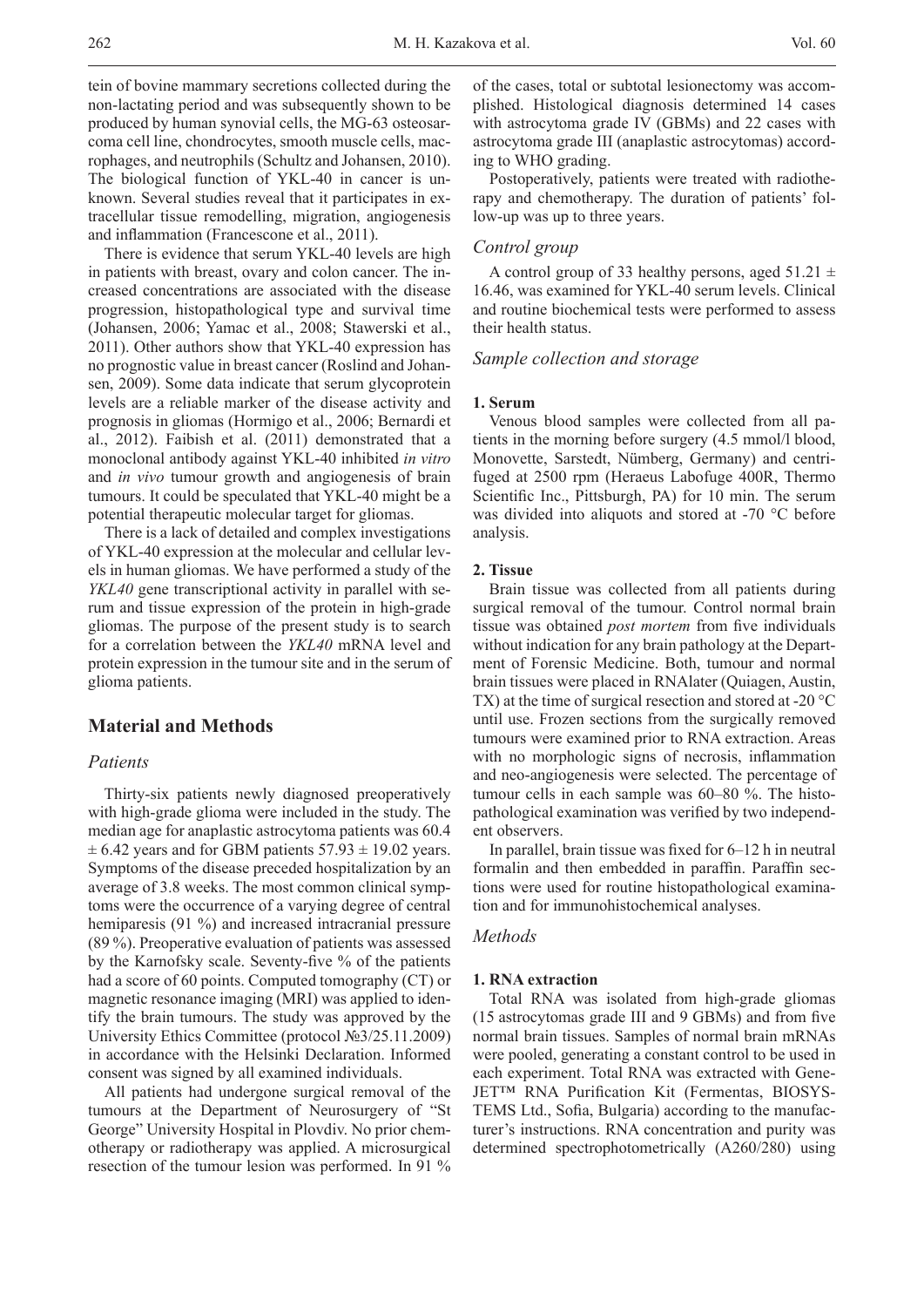tein of bovine mammary secretions collected during the non-lactating period and was subsequently shown to be produced by human synovial cells, the MG-63 osteosarcoma cell line, chondrocytes, smooth muscle cells, macrophages, and neutrophils (Schultz and Johansen, 2010). The biological function of YKL-40 in cancer is unknown. Several studies reveal that it participates in extracellular tissue remodelling, migration, angiogenesis and inflammation (Francescone et al., 2011).

There is evidence that serum YKL-40 levels are high in patients with breast, ovary and colon cancer. The increased concentrations are associated with the disease progression, histopathological type and survival time (Johansen, 2006; Yamac et al., 2008; Stawerski et al., 2011). Other authors show that YKL-40 expression has no prognostic value in breast cancer (Roslind and Johansen, 2009). Some data indicate that serum glycoprotein levels are a reliable marker of the disease activity and prognosis in gliomas (Hormigo et al., 2006; Bernardi et al., 2012). Faibish et al. (2011) demonstrated that a monoclonal antibody against YKL-40 inhibited *in vitro* and *in vivo* tumour growth and angiogenesis of brain tumours. It could be speculated that YKL-40 might be a potential therapeutic molecular target for gliomas.

There is a lack of detailed and complex investigations of YKL-40 expression at the molecular and cellular levels in human gliomas. We have performed a study of the *YKL40* gene transcriptional activity in parallel with serum and tissue expression of the protein in high-grade gliomas. The purpose of the present study is to search for a correlation between the *YKL40* mRNA level and protein expression in the tumour site and in the serum of glioma patients.

## Material and Methods

### Patients

Thirty-six patients newly diagnosed preoperatively with high-grade glioma were included in the study. The median age for anaplastic astrocytoma patients was 60.4 ± 6.42 years and for GBM patients 57.93 ± 19.02 years. Symptoms of the disease preceded hospitalization by an average of 3.8 weeks. The most common clinical symptoms were the occurrence of a varying degree of central hemiparesis (91 %) and increased intracranial pressure (89 %). Preoperative evaluation of patients was assessed by the Karnofsky scale. Seventy-five % of the patients had a score of 60 points. Computed tomography (CT) or magnetic resonance imaging (MRI) was applied to identify the brain tumours. The study was approved by the University Ethics Committee (protocol №3/25.11.2009) in accordance with the Helsinki Declaration. Informed consent was signed by all examined individuals.

All patients had undergone surgical removal of the tumours at the Department of Neurosurgery of "St George" University Hospital in Plovdiv. No prior chemotherapy or radiotherapy was applied. A microsurgical resection of the tumour lesion was performed. In 91 % of the cases, total or subtotal lesionectomy was accomplished. Histological diagnosis determined 14 cases with astrocytoma grade IV (GBMs) and 22 cases with astrocytoma grade III (anaplastic astrocytomas) according to WHO grading.

Postoperatively, patients were treated with radiotherapy and chemotherapy. The duration of patients' follow-up was up to three years.

### Control group

A control group of 33 healthy persons, aged 51.21 ± 16.46, was examined for YKL-40 serum levels. Clinical and routine biochemical tests were performed to assess their health status.

### Sample collection and storage

#### 1. Serum

Venous blood samples were collected from all patients in the morning before surgery (4.5 mmol/l blood, Monovette, Sarstedt, Nümberg, Germany) and centrifuged at 2500 rpm (Heraeus Labofuge 400R, Thermo Scientific Inc., Pittsburgh, PA) for 10 min. The serum was divided into aliquots and stored at -70 °C before analysis.

#### 2. Tissue

Brain tissue was collected from all patients during surgical removal of the tumour. Control normal brain tissue was obtained *post mortem* from five individuals without indication for any brain pathology at the Department of Forensic Medicine. Both, tumour and normal brain tissues were placed in RNAlater (Quiagen, Austin, TX) at the time of surgical resection and stored at -20 °C until use. Frozen sections from the surgically removed tumours were examined prior to RNA extraction. Areas with no morphologic signs of necrosis, inflammation and neo-angiogenesis were selected. The percentage of tumour cells in each sample was 60–80 %. The histopathological examination was verified by two independent observers.

In parallel, brain tissue was fixed for 6–12 h in neutral formalin and then embedded in paraffin. Paraffin sections were used for routine histopathological examination and for immunohistochemical analyses.

### Methods

#### 1. RNA extraction

Total RNA was isolated from high-grade gliomas (15 astrocytomas grade III and 9 GBMs) and from five normal brain tissues. Samples of normal brain mRNAs were pooled, generating a constant control to be used in each experiment. Total RNA was extracted with GeneJET™ RNA Purification Kit (Fermentas, BIOSYSTEMS Ltd., Sofia, Bulgaria) according to the manufacturer's instructions. RNA concentration and purity was determined spectrophotometrically (A260/280) using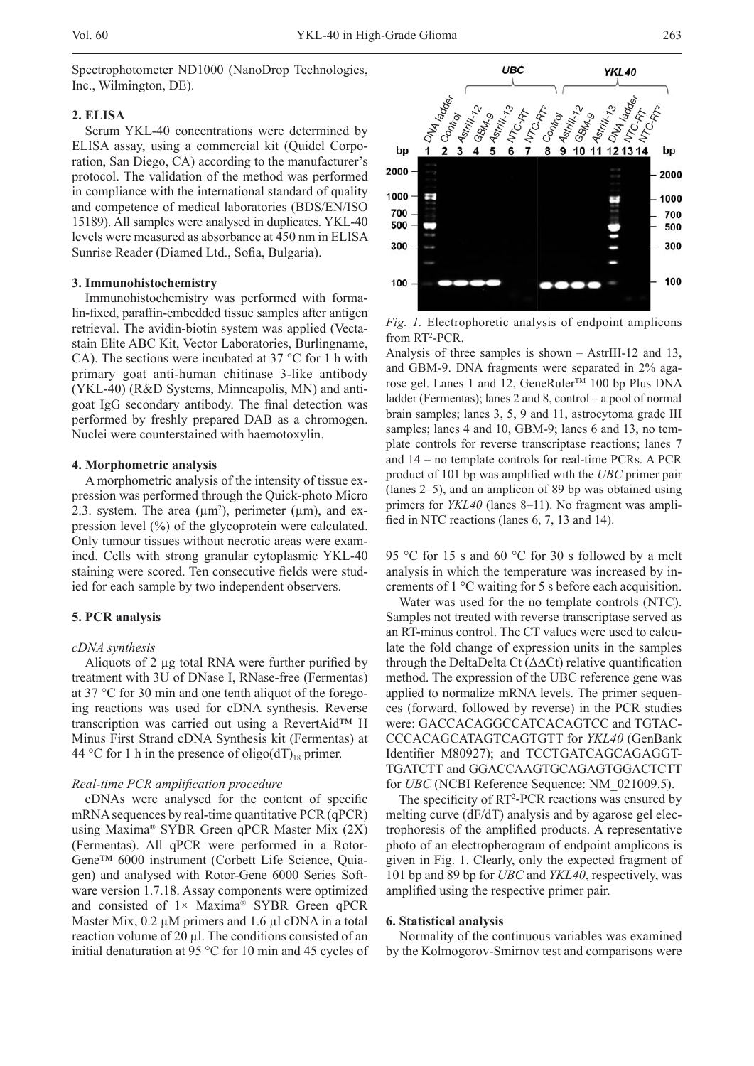Spectrophotometer ND1000 (NanoDrop Technologies, Inc., Wilmington, DE).

### 2. ELISA

Serum YKL-40 concentrations were determined by ELISA assay, using a commercial kit (Quidel Corporation, San Diego, CA) according to the manufacturer's protocol. The validation of the method was performed in compliance with the international standard of quality and competence of medical laboratories (BDS/EN/ISO 15189). All samples were analysed in duplicates. YKL-40 levels were measured as absorbance at 450 nm in ELISA Sunrise Reader (Diamed Ltd., Sofia, Bulgaria).

### 3. Immunohistochemistry

Immunohistochemistry was performed with formalin-fixed, paraffin-embedded tissue samples after antigen retrieval. The avidin-biotin system was applied (Vectastain Elite ABC Kit, Vector Laboratories, Burlingname, CA). The sections were incubated at 37 °C for 1 h with primary goat anti-human chitinase 3-like antibody (YKL-40) (R&D Systems, Minneapolis, MN) and anti-goat IgG secondary antibody. The final detection was performed by freshly prepared DAB as a chromogen. Nuclei were counterstained with haemotoxylin.

### 4. Morphometric analysis

A morphometric analysis of the intensity of tissue expression was performed through the Quick-photo Micro 2.3. system. The area (μm$^2$), perimeter (μm), and expression level (%) of the glycoprotein were calculated. Only tumour tissues without necrotic areas were examined. Cells with strong granular cytoplasmic YKL-40 staining were scored. Ten consecutive fields were studied for each sample by two independent observers.

### 5. PCR analysis

*cDNA synthesis*

Aliquots of 2 μg total RNA were further purified by treatment with 3U of DNase I, RNase-free (Fermentas) at 37 °C for 30 min and one tenth aliquot of the foregoing reactions was used for cDNA synthesis. Reverse transcription was carried out using a RevertAid™ H Minus First Strand cDNA Synthesis kit (Fermentas) at 44 °C for 1 h in the presence of oligo(dT)$_{18}$ primer.

*Real-time PCR amplification procedure*

cDNAs were analysed for the content of specific mRNA sequences by real-time quantitative PCR (qPCR) using Maxima® SYBR Green qPCR Master Mix (2X) (Fermentas). All qPCR were performed in a Rotor-Gene™ 6000 instrument (Corbett Life Science, Quiagen) and analysed with Rotor-Gene 6000 Series Software version 1.7.18. Assay components were optimized and consisted of 1× Maxima® SYBR Green qPCR Master Mix, 0.2 μM primers and 1.6 μl cDNA in a total reaction volume of 20 μl. The conditions consisted of an initial denaturation at 95 °C for 10 min and 45 cycles of 95 °C for 15 s and 60 °C for 30 s followed by a melt analysis in which the temperature was increased by increments of 1 °C waiting for 5 s before each acquisition.

*Fig. 1.* Electrophoretic analysis of endpoint amplicons from RT$^2$-PCR.

Analysis of three samples is shown – AstrIII-12 and 13, and GBM-9. DNA fragments were separated in 2% agarose gel. Lanes 1 and 12, GeneRuler™ 100 bp Plus DNA ladder (Fermentas); lanes 2 and 8, control – a pool of normal brain samples; lanes 3, 5, 9 and 11, astrocytoma grade III samples; lanes 4 and 10, GBM-9; lanes 6 and 13, no template controls for reverse transcriptase reactions; lanes 7 and 14 – no template controls for real-time PCRs. A PCR product of 101 bp was amplified with the *UBC* primer pair (lanes 2–5), and an amplicon of 89 bp was obtained using primers for *YKL40* (lanes 8–11). No fragment was amplified in NTC reactions (lanes 6, 7, 13 and 14).

Water was used for the no template controls (NTC). Samples not treated with reverse transcriptase served as an RT-minus control. The CT values were used to calculate the fold change of expression units in the samples through the DeltaDelta Ct (ΔΔCt) relative quantification method. The expression of the UBC reference gene was applied to normalize mRNA levels. The primer sequences (forward, followed by reverse) in the PCR studies were: GACCACAGGCCATCACAGTCC and TGTACCCCACAGCATAGTCAGTGTT for *YKL40* (GenBank Identifier M80927); and TCCTGATCAGCAGAGGTTGATCTT and GGACCAAGTGCAGAGTGGACTCTT for *UBC* (NCBI Reference Sequence: NM_021009.5).

The specificity of RT$^2$-PCR reactions was ensured by melting curve (dF/dT) analysis and by agarose gel electrophoresis of the amplified products. A representative photo of an electropherogram of endpoint amplicons is given in Fig. 1. Clearly, only the expected fragment of 101 bp and 89 bp for *UBC* and *YKL40*, respectively, was amplified using the respective primer pair.

### 6. Statistical analysis

Normality of the continuous variables was examined by the Kolmogorov-Smirnov test and comparisons were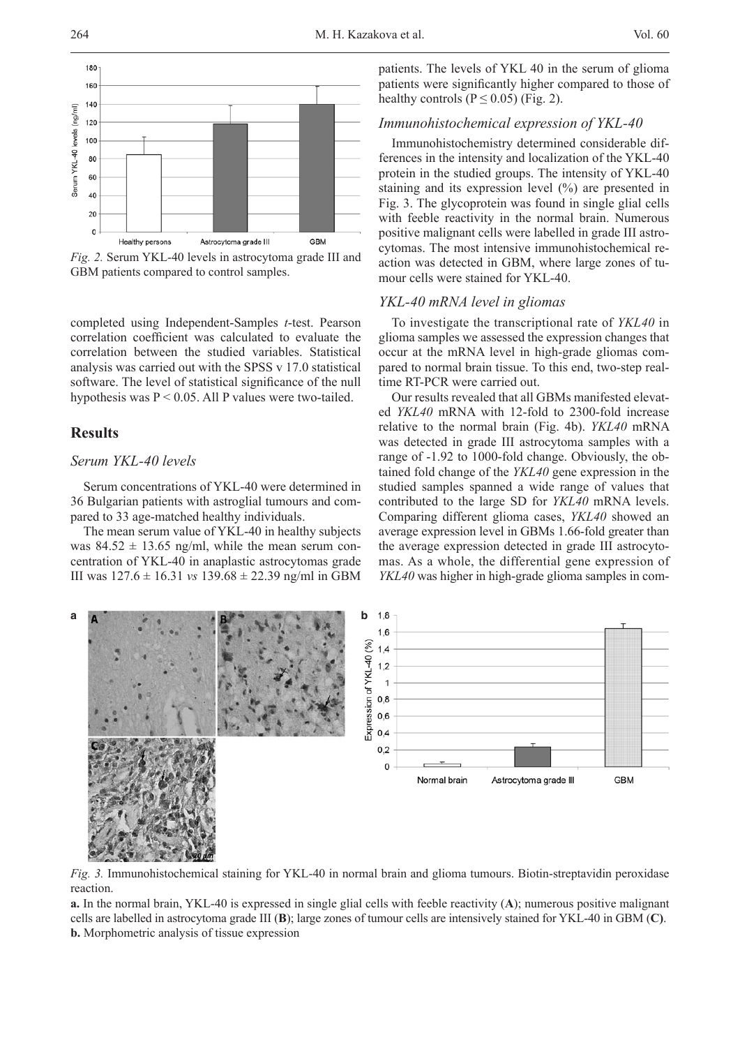*Fig. 2.* Serum YKL-40 levels in astrocytoma grade III and GBM patients compared to control samples.

completed using Independent-Samples *t*-test. Pearson correlation coefficient was calculated to evaluate the correlation between the studied variables. Statistical analysis was carried out with the SPSS v 17.0 statistical software. The level of statistical significance of the null hypothesis was $P < 0.05$. All P values were two-tailed.

## Results

### Serum YKL-40 levels

Serum concentrations of YKL-40 were determined in 36 Bulgarian patients with astroglial tumours and compared to 33 age-matched healthy individuals.

The mean serum value of YKL-40 in healthy subjects was $84.52 \pm 13.65$ ng/ml, while the mean serum concentration of YKL-40 in anaplastic astrocytomas grade III was $127.6 \pm 16.31$ *vs* $139.68 \pm 22.39$ ng/ml in GBM patients. The levels of YKL 40 in the serum of glioma patients were significantly higher compared to those of healthy controls ($P \leq 0.05$) (Fig. 2).

### Immunohistochemical expression of YKL-40

Immunohistochemistry determined considerable differences in the intensity and localization of the YKL-40 protein in the studied groups. The intensity of YKL-40 staining and its expression level (%) are presented in Fig. 3. The glycoprotein was found in single glial cells with feeble reactivity in the normal brain. Numerous positive malignant cells were labelled in grade III astrocytomas. The most intensive immunohistochemical reaction was detected in GBM, where large zones of tumour cells were stained for YKL-40.

### YKL-40 mRNA level in gliomas

To investigate the transcriptional rate of *YKL40* in glioma samples we assessed the expression changes that occur at the mRNA level in high-grade gliomas compared to normal brain tissue. To this end, two-step real-time RT-PCR were carried out.

Our results revealed that all GBMs manifested elevated *YKL40* mRNA with 12-fold to 2300-fold increase relative to the normal brain (Fig. 4b). *YKL40* mRNA was detected in grade III astrocytoma samples with a range of -1.92 to 1000-fold change. Obviously, the obtained fold change of the *YKL40* gene expression in the studied samples spanned a wide range of values that contributed to the large SD for *YKL40* mRNA levels. Comparing different glioma cases, *YKL40* showed an average expression level in GBMs 1.66-fold greater than the average expression detected in grade III astrocytomas. As a whole, the differential gene expression of *YKL40* was higher in high-grade glioma samples in com-

*Fig. 3.* Immunohistochemical staining for YKL-40 in normal brain and glioma tumours. Biotin-streptavidin peroxidase reaction.

**a.** In the normal brain, YKL-40 is expressed in single glial cells with feeble reactivity (**A**); numerous positive malignant cells are labelled in astrocytoma grade III (**B**); large zones of tumour cells are intensively stained for YKL-40 in GBM (**C**).
**b.** Morphometric analysis of tissue expression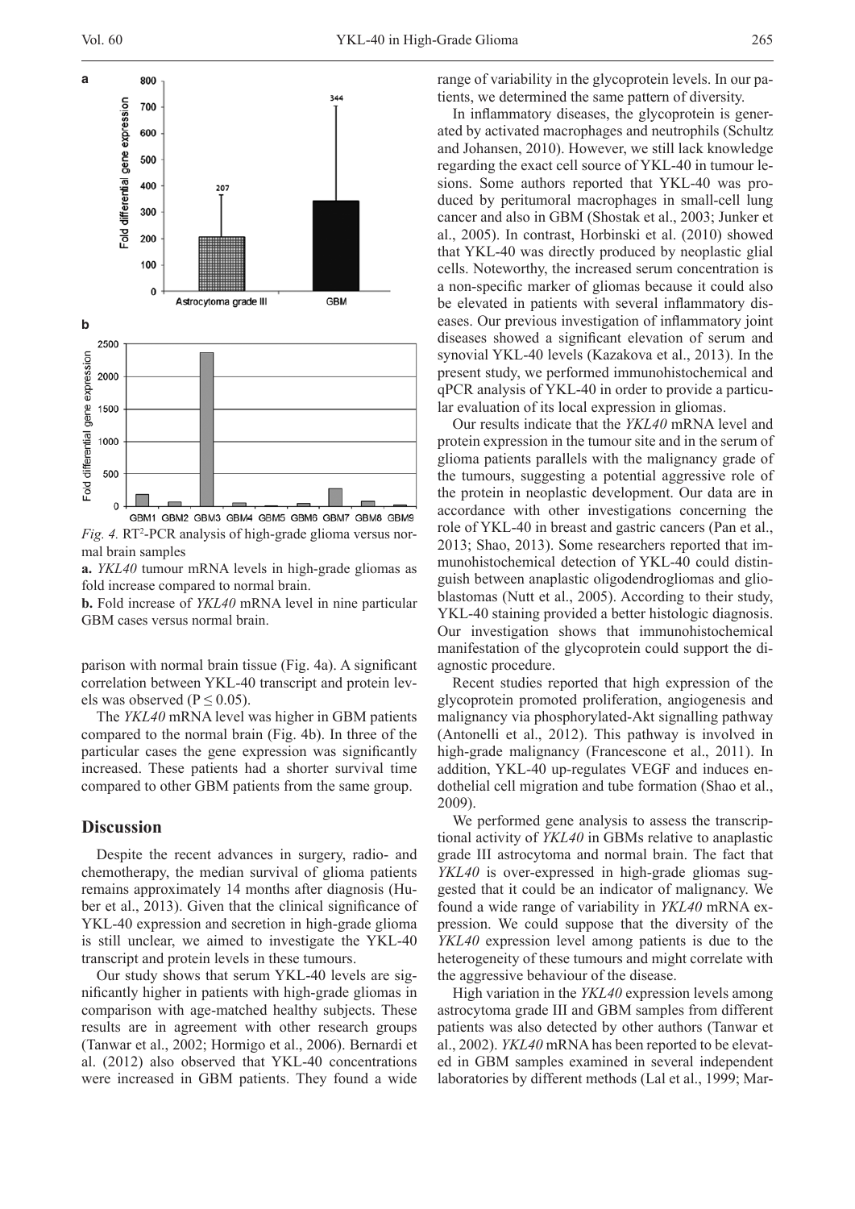*Fig. 4.* $RT^2$-PCR analysis of high-grade glioma versus normal brain samples

**a.** *YKL40* tumour mRNA levels in high-grade gliomas as fold increase compared to normal brain.

**b.** Fold increase of *YKL40* mRNA level in nine particular GBM cases versus normal brain.

parison with normal brain tissue (Fig. 4a). A significant correlation between YKL-40 transcript and protein levels was observed ($P \leq 0.05$).

The *YKL40* mRNA level was higher in GBM patients compared to the normal brain (Fig. 4b). In three of the particular cases the gene expression was significantly increased. These patients had a shorter survival time compared to other GBM patients from the same group.

## Discussion

Despite the recent advances in surgery, radio- and chemotherapy, the median survival of glioma patients remains approximately 14 months after diagnosis (Huber et al., 2013). Given that the clinical significance of YKL-40 expression and secretion in high-grade glioma is still unclear, we aimed to investigate the YKL-40 transcript and protein levels in these tumours.

Our study shows that serum YKL-40 levels are significantly higher in patients with high-grade gliomas in comparison with age-matched healthy subjects. These results are in agreement with other research groups (Tanwar et al., 2002; Hormigo et al., 2006). Bernardi et al. (2012) also observed that YKL-40 concentrations were increased in GBM patients. They found a wide range of variability in the glycoprotein levels. In our patients, we determined the same pattern of diversity.

In inflammatory diseases, the glycoprotein is generated by activated macrophages and neutrophils (Schultz and Johansen, 2010). However, we still lack knowledge regarding the exact cell source of YKL-40 in tumour lesions. Some authors reported that YKL-40 was produced by peritumoral macrophages in small-cell lung cancer and also in GBM (Shostak et al., 2003; Junker et al., 2005). In contrast, Horbinski et al. (2010) showed that YKL-40 was directly produced by neoplastic glial cells. Noteworthy, the increased serum concentration is a non-specific marker of gliomas because it could also be elevated in patients with several inflammatory diseases. Our previous investigation of inflammatory joint diseases showed a significant elevation of serum and synovial YKL-40 levels (Kazakova et al., 2013). In the present study, we performed immunohistochemical and qPCR analysis of YKL-40 in order to provide a particular evaluation of its local expression in gliomas.

Our results indicate that the *YKL40* mRNA level and protein expression in the tumour site and in the serum of glioma patients parallels with the malignancy grade of the tumours, suggesting a potential aggressive role of the protein in neoplastic development. Our data are in accordance with other investigations concerning the role of YKL-40 in breast and gastric cancers (Pan et al., 2013; Shao, 2013). Some researchers reported that immunohistochemical detection of YKL-40 could distinguish between anaplastic oligodendrogliomas and glioblastomas (Nutt et al., 2005). According to their study, YKL-40 staining provided a better histologic diagnosis. Our investigation shows that immunohistochemical manifestation of the glycoprotein could support the diagnostic procedure.

Recent studies reported that high expression of the glycoprotein promoted proliferation, angiogenesis and malignancy via phosphorylated-Akt signalling pathway (Antonelli et al., 2012). This pathway is involved in high-grade malignancy (Francescone et al., 2011). In addition, YKL-40 up-regulates VEGF and induces endothelial cell migration and tube formation (Shao et al., 2009).

We performed gene analysis to assess the transcriptional activity of *YKL40* in GBMs relative to anaplastic grade III astrocytoma and normal brain. The fact that *YKL40* is over-expressed in high-grade gliomas suggested that it could be an indicator of malignancy. We found a wide range of variability in *YKL40* mRNA expression. We could suppose that the diversity of the *YKL40* expression level among patients is due to the heterogeneity of these tumours and might correlate with the aggressive behaviour of the disease.

High variation in the *YKL40* expression levels among astrocytoma grade III and GBM samples from different patients was also detected by other authors (Tanwar et al., 2002). *YKL40* mRNA has been reported to be elevated in GBM samples examined in several independent laboratories by different methods (Lal et al., 1999; Mar-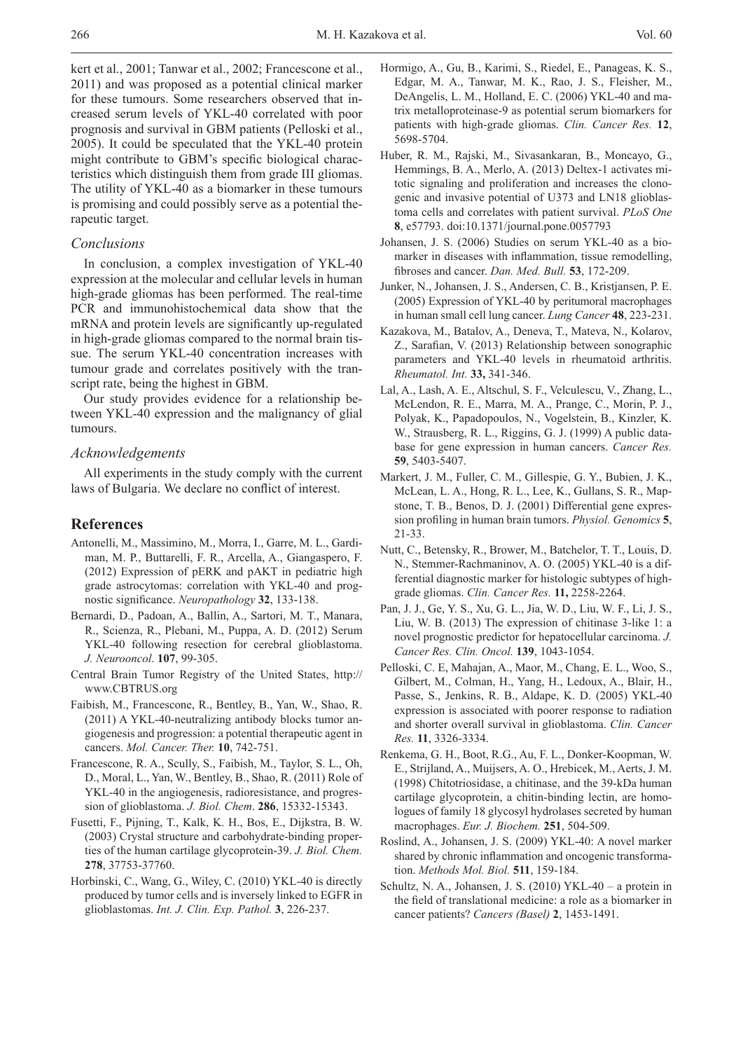kert et al., 2001; Tanwar et al., 2002; Francescone et al., 2011) and was proposed as a potential clinical marker for these tumours. Some researchers observed that increased serum levels of YKL-40 correlated with poor prognosis and survival in GBM patients (Pelloski et al., 2005). It could be speculated that the YKL-40 protein might contribute to GBM's specific biological characteristics which distinguish them from grade III gliomas. The utility of YKL-40 as a biomarker in these tumours is promising and could possibly serve as a potential therapeutic target.

### *Conclusions*

In conclusion, a complex investigation of YKL-40 expression at the molecular and cellular levels in human high-grade gliomas has been performed. The real-time PCR and immunohistochemical data show that the mRNA and protein levels are significantly up-regulated in high-grade gliomas compared to the normal brain tissue. The serum YKL-40 concentration increases with tumour grade and correlates positively with the transcript rate, being the highest in GBM.

Our study provides evidence for a relationship between YKL-40 expression and the malignancy of glial tumours.

### *Acknowledgements*

All experiments in the study comply with the current laws of Bulgaria. We declare no conflict of interest.

## References

Antonelli, M., Massimino, M., Morra, I., Garre, M. L., Gardiman, M. P., Buttarelli, F. R., Arcella, A., Giangaspero, F. (2012) Expression of pERK and pAKT in pediatric high grade astrocytomas: correlation with YKL-40 and prognostic significance. *Neuropathology* **32**, 133-138.

Bernardi, D., Padoan, A., Ballin, A., Sartori, M. T., Manara, R., Scienza, R., Plebani, M., Puppa, A. D. (2012) Serum YKL-40 following resection for cerebral glioblastoma. *J. Neurooncol*. **107**, 99-305.

Central Brain Tumor Registry of the United States, http://www.CBTRUS.org

Faibish, M., Francescone, R., Bentley, B., Yan, W., Shao, R. (2011) A YKL-40-neutralizing antibody blocks tumor angiogenesis and progression: a potential therapeutic agent in cancers. *Mol. Cancer. Ther.* **10**, 742-751.

Francescone, R. A., Scully, S., Faibish, M., Taylor, S. L., Oh, D., Moral, L., Yan, W., Bentley, B., Shao, R. (2011) Role of YKL-40 in the angiogenesis, radioresistance, and progression of glioblastoma. *J. Biol. Chem*. **286**, 15332-15343.

Fusetti, F., Pijning, T., Kalk, K. H., Bos, E., Dijkstra, B. W. (2003) Crystal structure and carbohydrate-binding properties of the human cartilage glycoprotein-39. *J. Biol. Chem.* **278**, 37753-37760.

Horbinski, C., Wang, G., Wiley, C. (2010) YKL-40 is directly produced by tumor cells and is inversely linked to EGFR in glioblastomas. *Int. J. Clin. Exp. Pathol.* **3**, 226-237.

Hormigo, A., Gu, B., Karimi, S., Riedel, E., Panageas, K. S., Edgar, M. A., Tanwar, M. K., Rao, J. S., Fleisher, M., DeAngelis, L. M., Holland, E. C. (2006) YKL-40 and matrix metalloproteinase-9 as potential serum biomarkers for patients with high-grade gliomas. *Clin. Cancer Res.* **12**, 5698-5704.

Huber, R. M., Rajski, M., Sivasankaran, B., Moncayo, G., Hemmings, B. A., Merlo, A. (2013) Deltex-1 activates mitotic signaling and proliferation and increases the clonogenic and invasive potential of U373 and LN18 glioblastoma cells and correlates with patient survival. *PLoS One* **8**, e57793. doi:10.1371/journal.pone.0057793

Johansen, J. S. (2006) Studies on serum YKL-40 as a biomarker in diseases with inflammation, tissue remodelling, fibroses and cancer. *Dan. Med. Bull.* **53**, 172-209.

Junker, N., Johansen, J. S., Andersen, C. B., Kristjansen, P. E. (2005) Expression of YKL-40 by peritumoral macrophages in human small cell lung cancer. *Lung Cancer* **48**, 223-231.

Kazakova, M., Batalov, A., Deneva, T., Mateva, N., Kolarov, Z., Sarafian, V. (2013) Relationship between sonographic parameters and YKL-40 levels in rheumatoid arthritis. *Rheumatol. Int.* **33,** 341-346.

Lal, A., Lash, A. E., Altschul, S. F., Velculescu, V., Zhang, L., McLendon, R. E., Marra, M. A., Prange, C., Morin, P. J., Polyak, K., Papadopoulos, N., Vogelstein, B., Kinzler, K. W., Strausberg, R. L., Riggins, G. J. (1999) A public database for gene expression in human cancers. *Cancer Res.* **59**, 5403-5407.

Markert, J. M., Fuller, C. M., Gillespie, G. Y., Bubien, J. K., McLean, L. A., Hong, R. L., Lee, K., Gullans, S. R., Mapstone, T. B., Benos, D. J. (2001) Differential gene expression profiling in human brain tumors. *Physiol. Genomics* **5**, 21-33.

Nutt, C., Betensky, R., Brower, M., Batchelor, T. T., Louis, D. N., Stemmer-Rachmaninov, A. O. (2005) YKL-40 is a differential diagnostic marker for histologic subtypes of high-grade gliomas. *Clin. Cancer Res.* **11,** 2258-2264.

Pan, J. J., Ge, Y. S., Xu, G. L., Jia, W. D., Liu, W. F., Li, J. S., Liu, W. B. (2013) The expression of chitinase 3-like 1: a novel prognostic predictor for hepatocellular carcinoma. *J. Cancer Res. Clin. Oncol.* **139**, 1043-1054.

Pelloski, C. E, Mahajan, A., Maor, M., Chang, E. L., Woo, S., Gilbert, M., Colman, H., Yang, H., Ledoux, A., Blair, H., Passe, S., Jenkins, R. B., Aldape, K. D. (2005) YKL-40 expression is associated with poorer response to radiation and shorter overall survival in glioblastoma. *Clin. Cancer Res.* **11**, 3326-3334.

Renkema, G. H., Boot, R.G., Au, F. L., Donker-Koopman, W. E., Strijland, A., Muijsers, A. O., Hrebicek, M., Aerts, J. M. (1998) Chitotriosidase, a chitinase, and the 39-kDa human cartilage glycoprotein, a chitin-binding lectin, are homologues of family 18 glycosyl hydrolases secreted by human macrophages. *Eur. J. Biochem.* **251**, 504-509.

Roslind, A., Johansen, J. S. (2009) YKL-40: A novel marker shared by chronic inflammation and oncogenic transformation. *Methods Mol. Biol.* **511**, 159-184.

Schultz, N. A., Johansen, J. S. (2010) YKL-40 – a protein in the field of translational medicine: a role as a biomarker in cancer patients? *Cancers (Basel)* **2**, 1453-1491.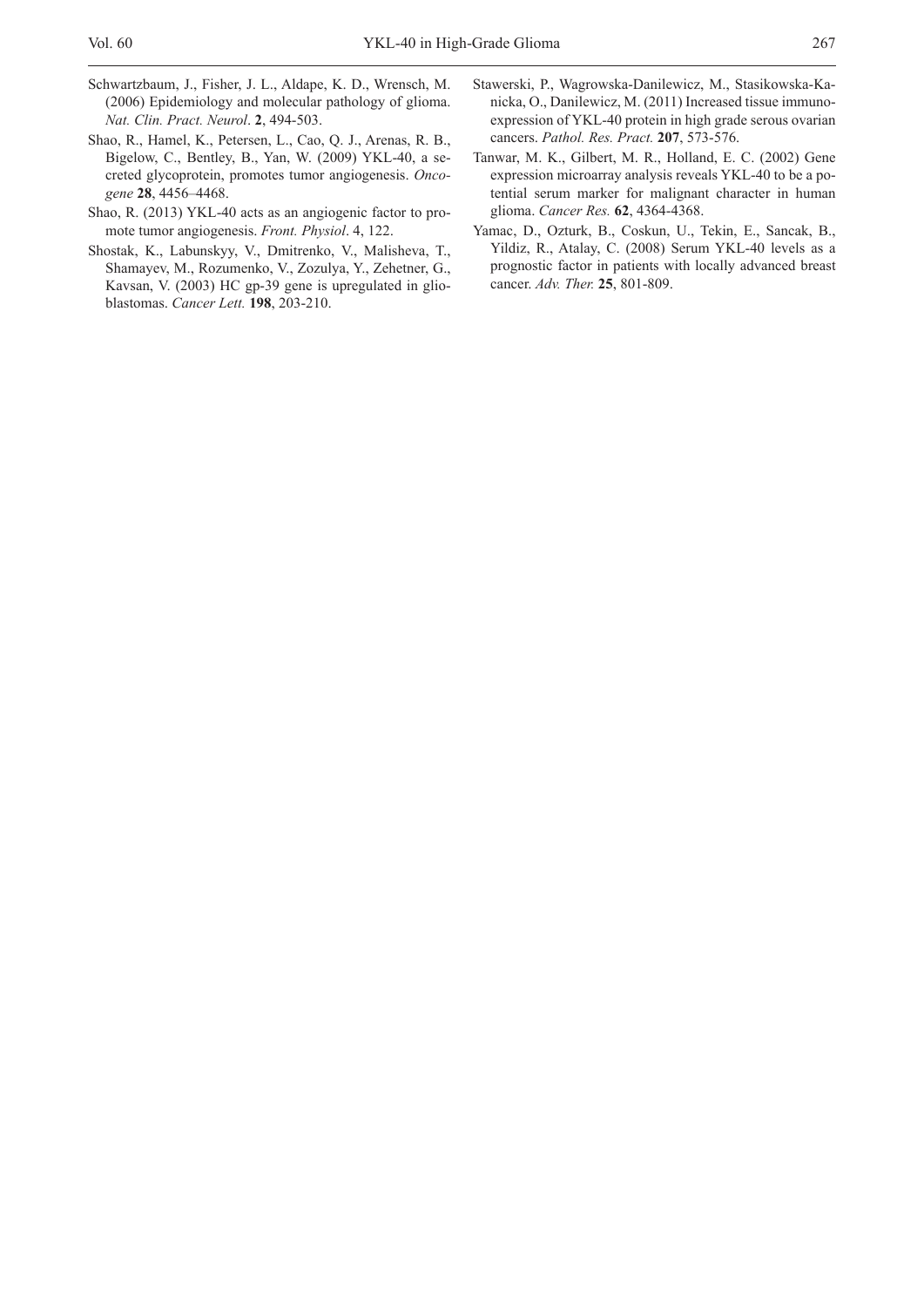Schwartzbaum, J., Fisher, J. L., Aldape, K. D., Wrensch, M. (2006) Epidemiology and molecular pathology of glioma. *Nat. Clin. Pract. Neurol*. **2**, 494-503.

Shao, R., Hamel, K., Petersen, L., Cao, Q. J., Arenas, R. B., Bigelow, C., Bentley, B., Yan, W. (2009) YKL-40, a secreted glycoprotein, promotes tumor angiogenesis. *Oncogene* **28**, 4456–4468.

Shao, R. (2013) YKL-40 acts as an angiogenic factor to promote tumor angiogenesis. *Front. Physiol*. 4, 122.

Shostak, K., Labunskyy, V., Dmitrenko, V., Malisheva, T., Shamayev, M., Rozumenko, V., Zozulya, Y., Zehetner, G., Kavsan, V. (2003) HC gp-39 gene is upregulated in glioblastomas. *Cancer Lett.* **198**, 203-210.

Stawerski, P., Wagrowska-Danilewicz, M., Stasikowska-Kanicka, O., Danilewicz, M. (2011) Increased tissue immunoexpression of YKL-40 protein in high grade serous ovarian cancers. *Pathol. Res. Pract.* **207**, 573-576.

Tanwar, M. K., Gilbert, M. R., Holland, E. C. (2002) Gene expression microarray analysis reveals YKL-40 to be a potential serum marker for malignant character in human glioma. *Cancer Res.* **62**, 4364-4368.

Yamac, D., Ozturk, B., Coskun, U., Tekin, E., Sancak, B., Yildiz, R., Atalay, C. (2008) Serum YKL-40 levels as a prognostic factor in patients with locally advanced breast cancer. *Adv. Ther.* **25**, 801-809.